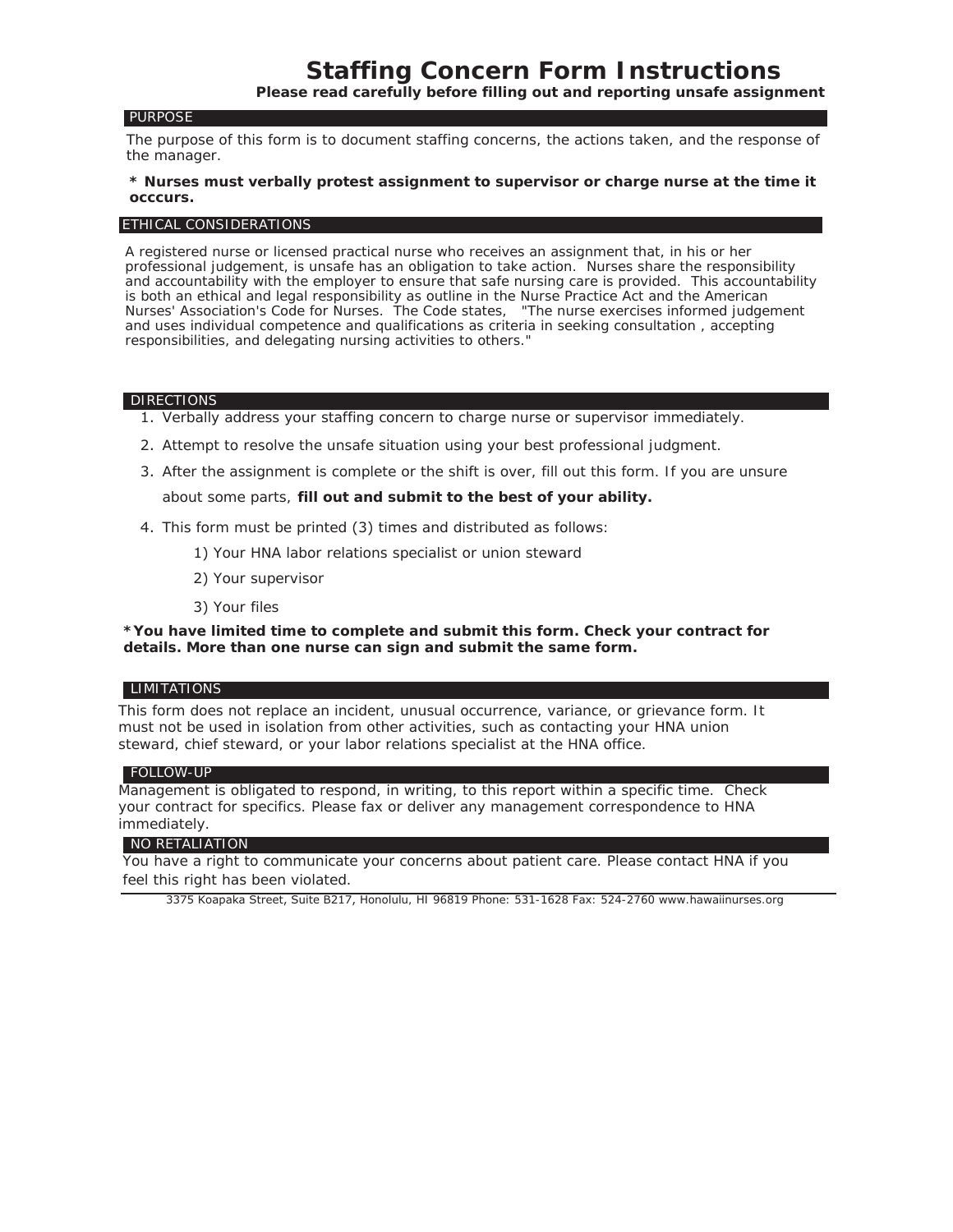# Staffing Concern Form Instructions

**Please read carefully before filling out and reporting unsafe assignment**

## PURPOSE

The purpose of this form is to document staffing concerns, the actions taken, and the response of the manager.

**\* Nurses must verbally protest assignment to supervisor or charge nurse at the time it occcurs.**

## ETHICAL CONSIDERATIONS

A registered nurse or licensed practical nurse who receives an assignment that, in his or her professional judgement, is unsafe has an obligation to take action. Nurses share the responsibility and accountability with the employer to ensure that safe nursing care is provided. This accountability is both an ethical and legal responsibility as outline in the Nurse Practice Act and the American Nurses' Association's Code for Nurses. The Code states, "The nurse exercises informed judgement and uses individual competence and qualifications as criteria in seeking consultation , accepting responsibilities, and delegating nursing activities to others."

## DIRECTIONS

1. Verbally address your staffing concern to charge nurse or supervisor immediately.
2. Attempt to resolve the unsafe situation using your best professional judgment.
3. After the assignment is complete or the shift is over, fill out this form. If you are unsure about some parts, **fill out and submit to the best of your ability.**
4. This form must be printed (3) times and distributed as follows:
   1) Your HNA labor relations specialist or union steward
   2) Your supervisor
   3) Your files

**\*You have limited time to complete and submit this form. Check your contract for details. More than one nurse can sign and submit the same form.**

## LIMITATIONS

This form does not replace an incident, unusual occurrence, variance, or grievance form. It must not be used in isolation from other activities, such as contacting your HNA union steward, chief steward, or your labor relations specialist at the HNA office.

## FOLLOW-UP

Management is obligated to respond, in writing, to this report within a specific time. Check your contract for specifics. Please fax or deliver any management correspondence to HNA immediately.

## NO RETALIATION

You have a right to communicate your concerns about patient care. Please contact HNA if you feel this right has been violated.

3375 Koapaka Street, Suite B217, Honolulu, HI 96819 Phone: 531-1628 Fax: 524-2760 www.hawaiinurses.org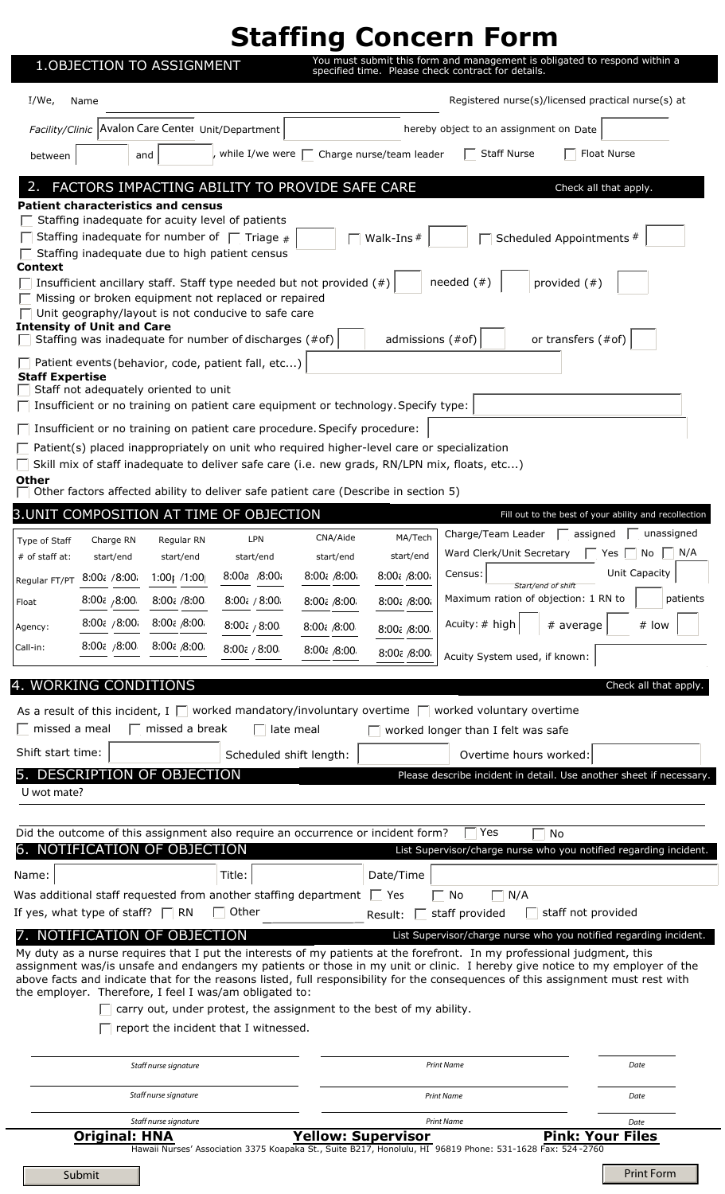# Staffing Concern Form

## 1. OBJECTION TO ASSIGNMENT

You must submit this form and management is obligated to respond within a specified time. Please check contract for details.

I/We, Name ______ Registered nurse(s)/licensed practical nurse(s) at

*Facility/Clinic* Avalon Care Center Unit/Department ______ hereby object to an assignment on Date ______

between ______ and ______, while I/we were ☐ Charge nurse/team leader ☐ Staff Nurse ☐ Float Nurse

## 2. FACTORS IMPACTING ABILITY TO PROVIDE SAFE CARE

Check all that apply.

**Patient characteristics and census**

- ☐ Staffing inadequate for acuity level of patients
- ☐ Staffing inadequate for number of ☐ Triage # ______ ☐ Walk-Ins # ______ ☐ Scheduled Appointments # ______
- ☐ Staffing inadequate due to high patient census

**Context**

- ☐ Insufficient ancillary staff. Staff type needed but not provided (#) ______ needed (#) ______ provided (#) ______
- ☐ Missing or broken equipment not replaced or repaired
- ☐ Unit geography/layout is not conducive to safe care

**Intensity of Unit and Care**

- ☐ Staffing was inadequate for number of discharges (#of) ______ admissions (#of) ______ or transfers (#of) ______
- ☐ Patient events (behavior, code, patient fall, etc...) ______

**Staff Expertise**

- ☐ Staff not adequately oriented to unit
- ☐ Insufficient or no training on patient care equipment or technology. Specify type: ______
- ☐ Insufficient or no training on patient care procedure. Specify procedure: ______
- ☐ Patient(s) placed inappropriately on unit who required higher-level care or specialization
- ☐ Skill mix of staff inadequate to deliver safe care (i.e. new grads, RN/LPN mix, floats, etc...)

**Other**

- ☐ Other factors affected ability to deliver safe patient care (Describe in section 5)

## 3. UNIT COMPOSITION AT TIME OF OBJECTION

Fill out to the best of your ability and recollection

| Type of Staff / # of staff at: | Charge RN start/end | Regular RN start/end | LPN start/end | CNA/Aide start/end | MA/Tech start/end |
|---|---|---|---|---|---|
| Regular FT/PT | 8:00a /8:00a | 1:00p /1:00p | 8:00a /8:00a | 8:00a /8:00a | 8:00a /8:00a |
| Float | 8:00a /8:00a | 8:00a /8:00a | 8:00a /8:00a | 8:00a /8:00a | 8:00a /8:00a |
| Agency: | 8:00a /8:00a | 8:00a /8:00a | 8:00a /8:00a | 8:00a /8:00a | 8:00a /8:00a |
| Call-in: | 8:00a /8:00a | 8:00a /8:00a | 8:00a /8:00a | 8:00a /8:00a | 8:00a /8:00a |

Charge/Team Leader ☐ assigned ☐ unassigned

Ward Clerk/Unit Secretary ☐ Yes ☐ No ☐ N/A

Census: ______ *Start/end of shift* Unit Capacity ______

Maximum ration of objection: 1 RN to ______ patients

Acuity: # high ______ # average ______ # low ______

Acuity System used, if known: ______

## 4. WORKING CONDITIONS

Check all that apply.

As a result of this incident, I ☐ worked mandatory/involuntary overtime ☐ worked voluntary overtime

☐ missed a meal ☐ missed a break ☐ late meal ☐ worked longer than I felt was safe

Shift start time: ______ Scheduled shift length: ______ Overtime hours worked: ______

## 5. DESCRIPTION OF OBJECTION

Please describe incident in detail. Use another sheet if necessary.

U wot mate?

Did the outcome of this assignment also require an occurrence or incident form? ☐ Yes ☐ No

## 6. NOTIFICATION OF OBJECTION

List Supervisor/charge nurse who you notified regarding incident.

Name: ______ Title: ______ Date/Time ______

Was additional staff requested from another staffing department ☐ Yes ☐ No ☐ N/A

If yes, what type of staff? ☐ RN ☐ Other ______ Result: ☐ staff provided ☐ staff not provided

## 7. NOTIFICATION OF OBJECTION

List Supervisor/charge nurse who you notified regarding incident.

My duty as a nurse requires that I put the interests of my patients at the forefront. In my professional judgment, this assignment was/is unsafe and endangers my patients or those in my unit or clinic. I hereby give notice to my employer of the above facts and indicate that for the reasons listed, full responsibility for the consequences of this assignment must rest with the employer. Therefore, I feel I was/am obligated to:

- ☐ carry out, under protest, the assignment to the best of my ability.
- ☐ report the incident that I witnessed.

| *Staff nurse signature* | *Print Name* | *Date* |
|---|---|---|
| *Staff nurse signature* | *Print Name* | *Date* |
| *Staff nurse signature* | *Print Name* | *Date* |

**Original: HNA** **Yellow: Supervisor** **Pink: Your Files**

Hawaii Nurses' Association 3375 Koapaka St., Suite B217, Honolulu, HI 96819 Phone: 531-1628 Fax: 524-2760

Submit Print Form